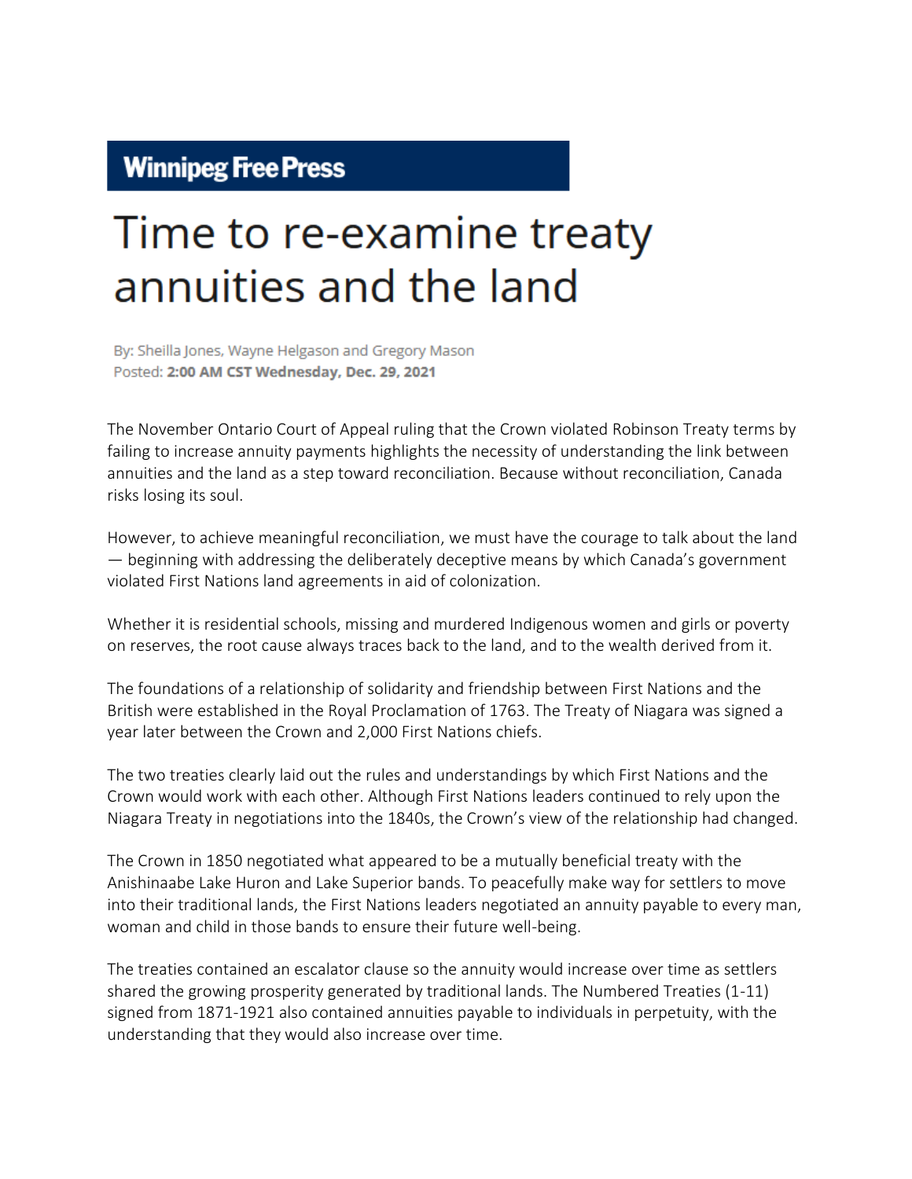**Winnipeg Free Press**

# Time to re-examine treaty annuities and the land

By: Sheilla Jones, Wayne Helgason and Gregory Mason
Posted: **2:00 AM CST Wednesday, Dec. 29, 2021**

The November Ontario Court of Appeal ruling that the Crown violated Robinson Treaty terms by failing to increase annuity payments highlights the necessity of understanding the link between annuities and the land as a step toward reconciliation. Because without reconciliation, Canada risks losing its soul.

However, to achieve meaningful reconciliation, we must have the courage to talk about the land — beginning with addressing the deliberately deceptive means by which Canada's government violated First Nations land agreements in aid of colonization.

Whether it is residential schools, missing and murdered Indigenous women and girls or poverty on reserves, the root cause always traces back to the land, and to the wealth derived from it.

The foundations of a relationship of solidarity and friendship between First Nations and the British were established in the Royal Proclamation of 1763. The Treaty of Niagara was signed a year later between the Crown and 2,000 First Nations chiefs.

The two treaties clearly laid out the rules and understandings by which First Nations and the Crown would work with each other. Although First Nations leaders continued to rely upon the Niagara Treaty in negotiations into the 1840s, the Crown's view of the relationship had changed.

The Crown in 1850 negotiated what appeared to be a mutually beneficial treaty with the Anishinaabe Lake Huron and Lake Superior bands. To peacefully make way for settlers to move into their traditional lands, the First Nations leaders negotiated an annuity payable to every man, woman and child in those bands to ensure their future well-being.

The treaties contained an escalator clause so the annuity would increase over time as settlers shared the growing prosperity generated by traditional lands. The Numbered Treaties (1-11) signed from 1871-1921 also contained annuities payable to individuals in perpetuity, with the understanding that they would also increase over time.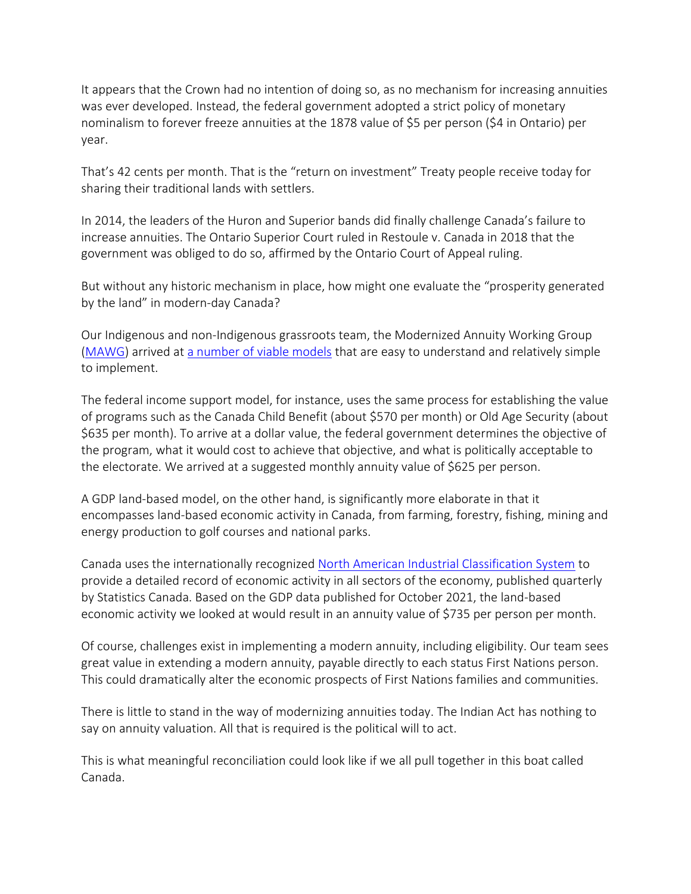It appears that the Crown had no intention of doing so, as no mechanism for increasing annuities was ever developed. Instead, the federal government adopted a strict policy of monetary nominalism to forever freeze annuities at the 1878 value of $5 per person ($4 in Ontario) per year.

That's 42 cents per month. That is the "return on investment" Treaty people receive today for sharing their traditional lands with settlers.

In 2014, the leaders of the Huron and Superior bands did finally challenge Canada's failure to increase annuities. The Ontario Superior Court ruled in Restoule v. Canada in 2018 that the government was obliged to do so, affirmed by the Ontario Court of Appeal ruling.

But without any historic mechanism in place, how might one evaluate the "prosperity generated by the land" in modern-day Canada?

Our Indigenous and non-Indigenous grassroots team, the Modernized Annuity Working Group ([MAWG](MAWG)) arrived at [a number of viable models](a number of viable models) that are easy to understand and relatively simple to implement.

The federal income support model, for instance, uses the same process for establishing the value of programs such as the Canada Child Benefit (about $570 per month) or Old Age Security (about $635 per month). To arrive at a dollar value, the federal government determines the objective of the program, what it would cost to achieve that objective, and what is politically acceptable to the electorate. We arrived at a suggested monthly annuity value of $625 per person.

A GDP land-based model, on the other hand, is significantly more elaborate in that it encompasses land-based economic activity in Canada, from farming, forestry, fishing, mining and energy production to golf courses and national parks.

Canada uses the internationally recognized [North American Industrial Classification System](North American Industrial Classification System) to provide a detailed record of economic activity in all sectors of the economy, published quarterly by Statistics Canada. Based on the GDP data published for October 2021, the land-based economic activity we looked at would result in an annuity value of $735 per person per month.

Of course, challenges exist in implementing a modern annuity, including eligibility. Our team sees great value in extending a modern annuity, payable directly to each status First Nations person. This could dramatically alter the economic prospects of First Nations families and communities.

There is little to stand in the way of modernizing annuities today. The Indian Act has nothing to say on annuity valuation. All that is required is the political will to act.

This is what meaningful reconciliation could look like if we all pull together in this boat called Canada.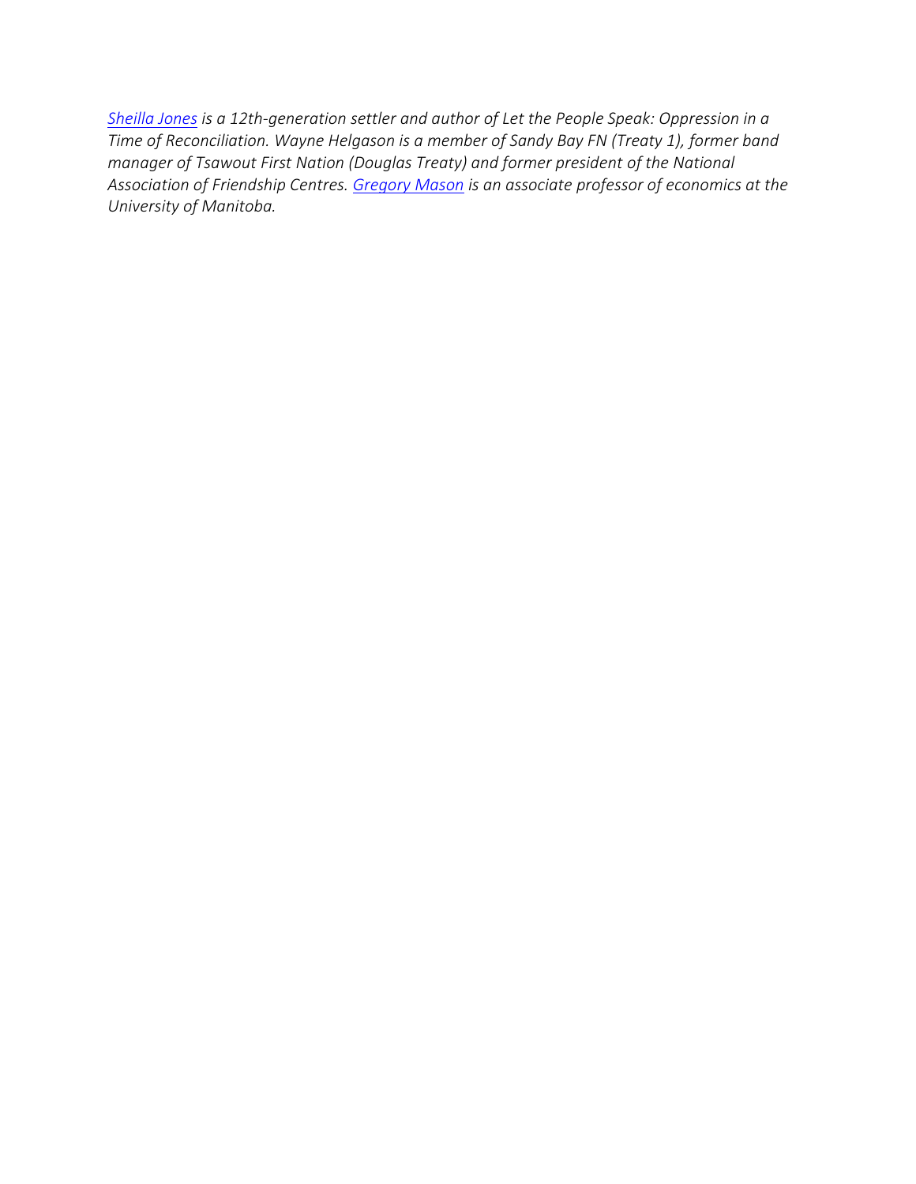*[Sheilla Jones](#) is a 12th-generation settler and author of Let the People Speak: Oppression in a Time of Reconciliation. Wayne Helgason is a member of Sandy Bay FN (Treaty 1), former band manager of Tsawout First Nation (Douglas Treaty) and former president of the National Association of Friendship Centres. [Gregory Mason](#) is an associate professor of economics at the University of Manitoba.*